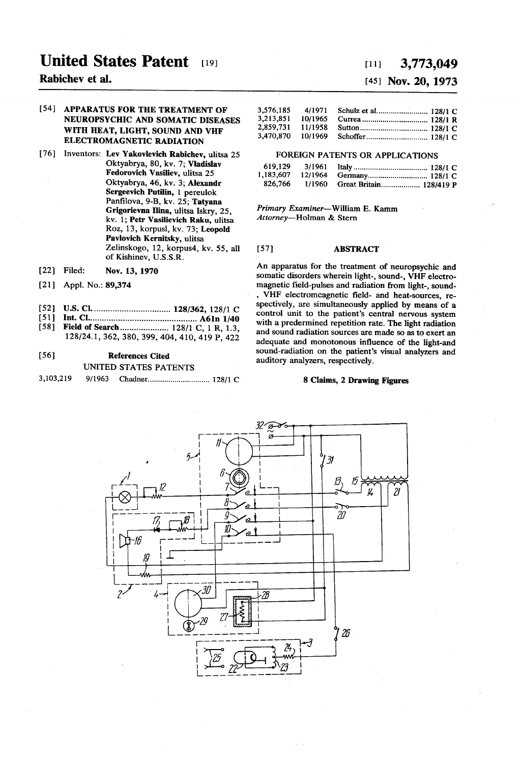# United States Patent [19]

**Rabichev et al.**

[11] **3,773,049**

[45] **Nov. 20, 1973**

[54] **APPARATUS FOR THE TREATMENT OF NEUROPSYCHIC AND SOMATIC DISEASES WITH HEAT, LIGHT, SOUND AND VHF ELECTROMAGNETIC RADIATION**

[76] Inventors: **Lev Yakovlevich Rabichev,** ulitsa 25 Oktyabrya, 80, kv. 7; **Vladislav Fedorovich Vasiliev,** ulitsa 25 Oktyabrya, 46, kv. 3; **Alexandr Sergeevich Putilin,** 1 pereulok Panfilova, 9-B, kv. 25; **Tatyana Grigorievna Ilina,** ulitsa Iskry, 25, kv. 1; **Petr Vasilievich Raku,** ulitsa Roz, 13, korpusl, kv. 73; **Leopold Pavlovich Kernitsky,** ulitsa Zelinskogo, 12, korpus4, kv. 55, all of Kishinev, U.S.S.R.

[22] Filed: **Nov. 13, 1970**

[21] Appl. No.: **89,374**

[52] **U.S. Cl.** .................................. 128/362, 128/1 C

[51] **Int. Cl.** .................................. A61n 1/40

[58] **Field of Search** ..................... 128/1 C, 1 R, 1.3, 128/24.1, 362, 380, 399, 404, 410, 419 P, 422

[56] **References Cited**

UNITED STATES PATENTS

| | | | |
|---|---|---|---|
| 3,103,219 | 9/1963 | Chadner | 128/1 C |
| 3,576,185 | 4/1971 | Schulz et al. | 128/1 C |
| 3,213,851 | 10/1965 | Currea | 128/1 R |
| 2,859,731 | 11/1958 | Sutton | 128/1 C |
| 3,470,870 | 10/1969 | Schoffer | 128/1 C |

FOREIGN PATENTS OR APPLICATIONS

| | | | |
|---|---|---|---|
| 619,129 | 3/1961 | Italy | 128/1 C |
| 1,183,607 | 12/1964 | Germany | 128/1 C |
| 826,766 | 1/1960 | Great Britain | 128/419 P |

*Primary Examiner*—William E. Kamm
*Attorney*—Holman & Stern

[57] **ABSTRACT**

An apparatus for the treatment of neuropsychic and somatic disorders wherein light-, sound-, VHF electromagnetic field-pulses and radiation from light-, sound-, VHF electromcagnetic field- and heat-sources, respectively, are simultaneously applied by means of a control unit to the patient's central nervous system with a predermined repetition rate. The light radiation and sound radiation sources are made so as to exert an adequate and monotonous influence of the light-and sound-radiation on the patient's visual analyzers and auditory analyzers, respectively.

**8 Claims, 2 Drawing Figures**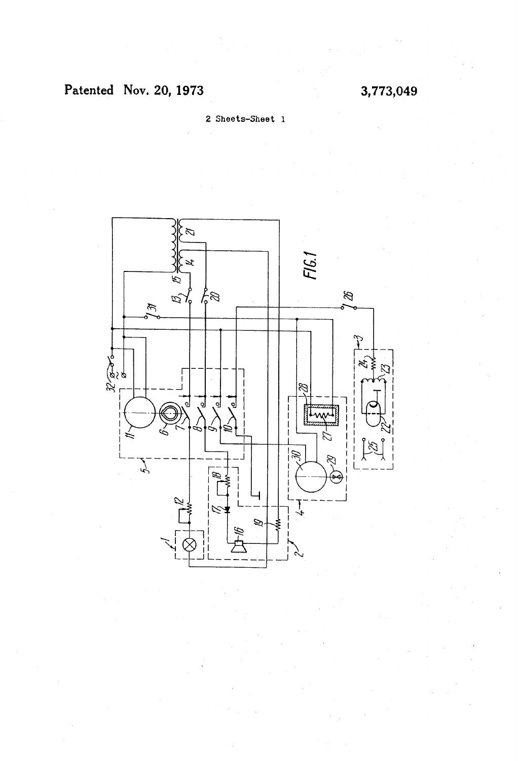Patented Nov. 20, 1973

3,773,049

2 Sheets-Sheet 1

FIG.1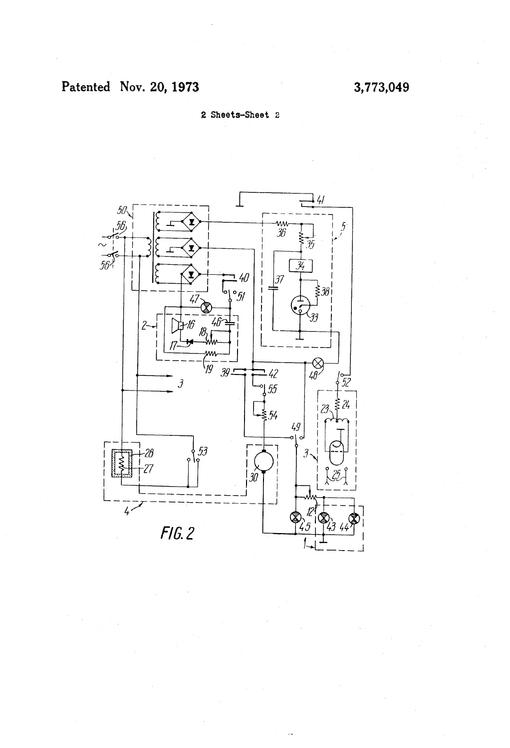Patented Nov. 20, 1973

3,773,049

2 Sheets-Sheet 2

FIG. 2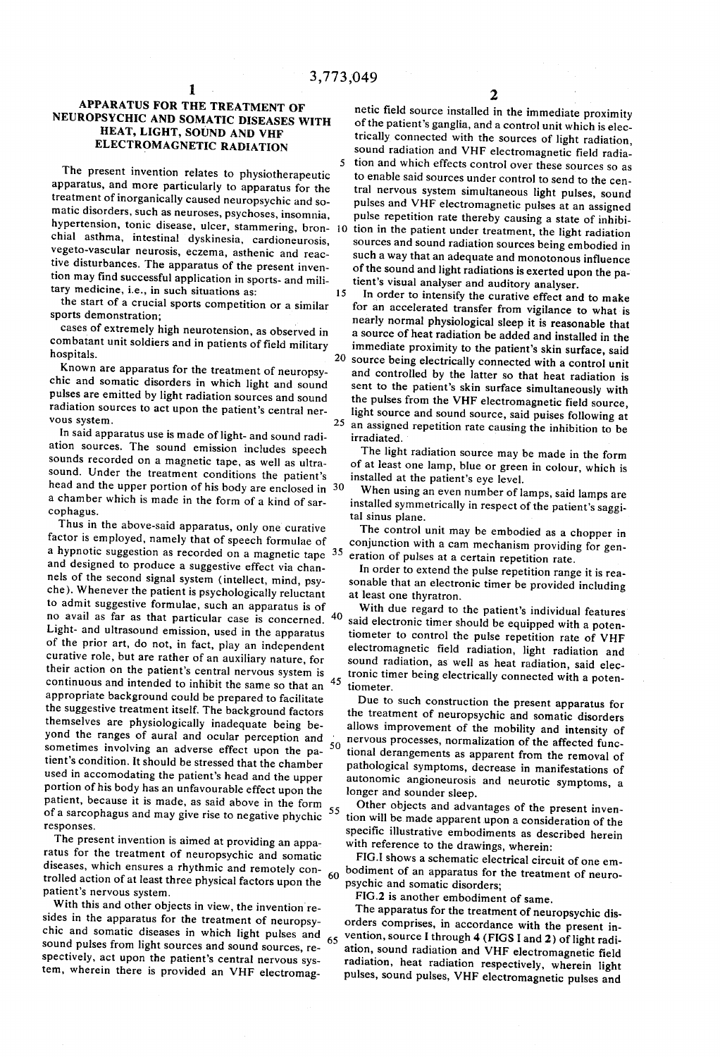# APPARATUS FOR THE TREATMENT OF NEUROPSYCHIC AND SOMATIC DISEASES WITH HEAT, LIGHT, SOUND AND VHF ELECTROMAGNETIC RADIATION

The present invention relates to physiotherapeutic apparatus, and more particularly to apparatus for the treatment of inorganically caused neuropsychic and somatic disorders, such as neuroses, psychoses, insomnia, hypertension, tonic disease, ulcer, stammering, bronchial asthma, intestinal dyskinesia, cardioneurosis, vegeto-vascular neurosis, eczema, asthenic and reactive disturbances. The apparatus of the present invention may find successful application in sports- and military medicine, i.e., in such situations as:

the start of a crucial sports competition or a similar sports demonstration;

cases of extremely high neurotension, as observed in combatant unit soldiers and in patients of field military hospitals.

Known are apparatus for the treatment of neuropsychic and somatic disorders in which light and sound pulses are emitted by light radiation sources and sound radiation sources to act upon the patient's central nervous system.

In said apparatus use is made of light- and sound radiation sources. The sound emission includes speech sounds recorded on a magnetic tape, as well as ultrasound. Under the treatment conditions the patient's head and the upper portion of his body are enclosed in a chamber which is made in the form of a kind of sarcophagus.

Thus in the above-said apparatus, only one curative factor is employed, namely that of speech formulae of a hypnotic suggestion as recorded on a magnetic tape and designed to produce a suggestive effect via channels of the second signal system (intellect, mind, psyche). Whenever the patient is psychologically reluctant to admit suggestive formulae, such an apparatus is of no avail as far as that particular case is concerned. Light- and ultrasound emission, used in the apparatus of the prior art, do not, in fact, play an independent curative role, but are rather of an auxiliary nature, for their action on the patient's central nervous system is continuous and intended to inhibit the same so that an appropriate background could be prepared to facilitate the suggestive treatment itself. The background factors themselves are physiologically inadequate being beyond the ranges of aural and ocular perception and sometimes involving an adverse effect upon the patient's condition. It should be stressed that the chamber used in accomodating the patient's head and the upper portion of his body has an unfavourable effect upon the patient, because it is made, as said above in the form of a sarcophagus and may give rise to negative phychic responses.

The present invention is aimed at providing an apparatus for the treatment of neuropsychic and somatic diseases, which ensures a rhythmic and remotely controlled action of at least three physical factors upon the patient's nervous system.

With this and other objects in view, the invention resides in the apparatus for the treatment of neuropsychic and somatic diseases in which light pulses and sound pulses from light sources and sound sources, respectively, act upon the patient's central nervous system, wherein there is provided an VHF electromagnetic field source installed in the immediate proximity of the patient's ganglia, and a control unit which is electrically connected with the sources of light radiation, sound radiation and VHF electromagnetic field radiation and which effects control over these sources so as to enable said sources under control to send to the central nervous system simultaneous light pulses, sound pulses and VHF electromagnetic pulses at an assigned pulse repetition rate thereby causing a state of inhibition in the patient under treatment, the light radiation sources and sound radiation sources being embodied in such a way that an adequate and monotonous influence of the sound and light radiations is exerted upon the patient's visual analyser and auditory analyser.

In order to intensify the curative effect and to make for an accelerated transfer from vigilance to what is nearly normal physiological sleep it is reasonable that a source of heat radiation be added and installed in the immediate proximity to the patient's skin surface, said source being electrically connected with a control unit and controlled by the latter so that heat radiation is sent to the patient's skin surface simultaneously with the pulses from the VHF electromagnetic field source, light source and sound source, said pulses following at an assigned repetition rate causing the inhibition to be irradiated.

The light radiation source may be made in the form of at least one lamp, blue or green in colour, which is installed at the patient's eye level.

When using an even number of lamps, said lamps are installed symmetrically in respect of the patient's saggital sinus plane.

The control unit may be embodied as a chopper in conjunction with a cam mechanism providing for generation of pulses at a certain repetition rate.

In order to extend the pulse repetition range it is reasonable that an electronic timer be provided including at least one thyratron.

With due regard to the patient's individual features said electronic timer should be equipped with a potentiometer to control the pulse repetition rate of VHF electromagnetic field radiation, light radiation and sound radiation, as well as heat radiation, said electronic timer being electrically connected with a potentiometer.

Due to such construction the present apparatus for the treatment of neuropsychic and somatic disorders allows improvement of the mobility and intensity of nervous processes, normalization of the affected functional derangements as apparent from the removal of pathological symptoms, decrease in manifestations of autonomic angioneurosis and neurotic symptoms, a longer and sounder sleep.

Other objects and advantages of the present invention will be made apparent upon a consideration of the specific illustrative embodiments as described herein with reference to the drawings, wherein:

FIG.1 shows a schematic electrical circuit of one embodiment of an apparatus for the treatment of neuropsychic and somatic disorders;

FIG.2 is another embodiment of same.

The apparatus for the treatment of neuropsychic disorders comprises, in accordance with the present invention, source 1 through 4 (FIGS 1 and 2) of light radiation, sound radiation and VHF electromagnetic field radiation, heat radiation respectively, wherein light pulses, sound pulses, VHF electromagnetic pulses and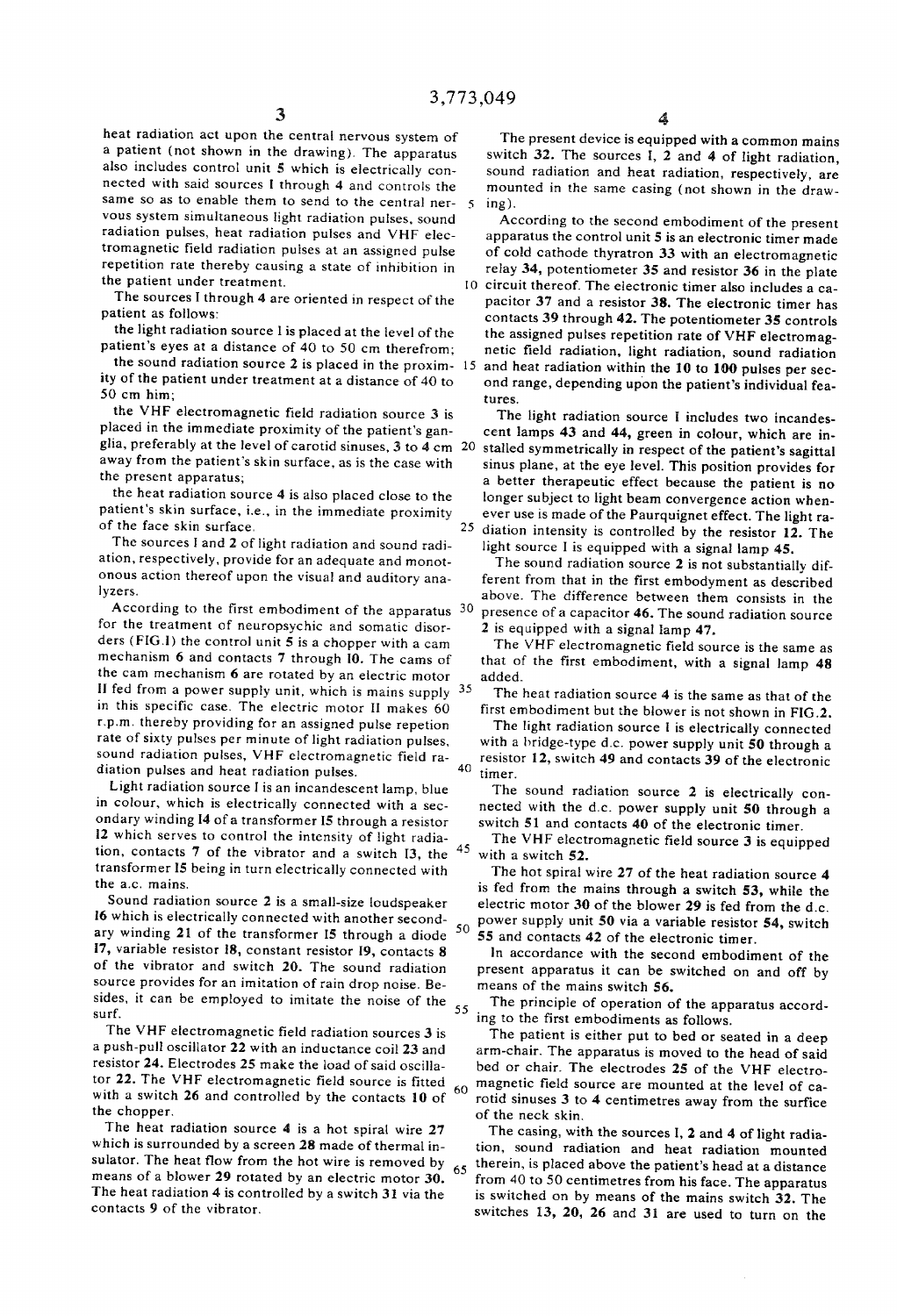heat radiation act upon the central nervous system of a patient (not shown in the drawing). The apparatus also includes control unit 5 which is electrically connected with said sources 1 through 4 and controls the same so as to enable them to send to the central nervous system simultaneous light radiation pulses, sound radiation pulses, heat radiation pulses and VHF electromagnetic field radiation pulses at an assigned pulse repetition rate thereby causing a state of inhibition in the patient under treatment.

The sources 1 through 4 are oriented in respect of the patient as follows:

the light radiation source 1 is placed at the level of the patient's eyes at a distance of 40 to 50 cm therefrom;

the sound radiation source 2 is placed in the proximity of the patient under treatment at a distance of 40 to 50 cm him;

the VHF electromagnetic field radiation source 3 is placed in the immediate proximity of the patient's ganglia, preferably at the level of carotid sinuses, 3 to 4 cm away from the patient's skin surface, as is the case with the present apparatus;

the heat radiation source 4 is also placed close to the patient's skin surface, i.e., in the immediate proximity of the face skin surface.

The sources 1 and 2 of light radiation and sound radiation, respectively, provide for an adequate and monotonous action thereof upon the visual and auditory analyzers.

According to the first embodiment of the apparatus for the treatment of neuropsychic and somatic disorders (FIG. 1) the control unit 5 is a chopper with a cam mechanism 6 and contacts 7 through 10. The cams of the cam mechanism 6 are rotated by an electric motor 11 fed from a power supply unit, which is mains supply in this specific case. The electric motor 11 makes 60 r.p.m. thereby providing for an assigned pulse repetion rate of sixty pulses per minute of light radiation pulses, sound radiation pulses, VHF electromagnetic field radiation pulses and heat radiation pulses.

Light radiation source 1 is an incandescent lamp, blue in colour, which is electrically connected with a secondary winding 14 of a transformer 15 through a resistor 12 which serves to control the intensity of light radiation, contacts 7 of the vibrator and a switch 13, the transformer 15 being in turn electrically connected with the a.c. mains.

Sound radiation source 2 is a small-size loudspeaker 16 which is electrically connected with another secondary winding 21 of the transformer 15 through a diode 17, variable resistor 18, constant resistor 19, contacts 8 of the vibrator and switch 20. The sound radiation source provides for an imitation of rain drop noise. Besides, it can be employed to imitate the noise of the surf.

The VHF electromagnetic field radiation sources 3 is a push-pull oscillator 22 with an inductance coil 23 and resistor 24. Electrodes 25 make the load of said oscillator 22. The VHF electromagnetic field source is fitted with a switch 26 and controlled by the contacts 10 of the chopper.

The heat radiation source 4 is a hot spiral wire 27 which is surrounded by a screen 28 made of thermal insulator. The heat flow from the hot wire is removed by means of a blower 29 rotated by an electric motor 30. The heat radiation 4 is controlled by a switch 31 via the contacts 9 of the vibrator.

The present device is equipped with a common mains switch 32. The sources 1, 2 and 4 of light radiation, sound radiation and heat radiation, respectively, are mounted in the same casing (not shown in the drawing).

According to the second embodiment of the present apparatus the control unit 5 is an electronic timer made of cold cathode thyratron 33 with an electromagnetic relay 34, potentiometer 35 and resistor 36 in the plate circuit thereof. The electronic timer also includes a capacitor 37 and a resistor 38. The electronic timer has contacts 39 through 42. The potentiometer 35 controls the assigned pulses repetition rate of VHF electromagnetic field radiation, light radiation, sound radiation and heat radiation within the 10 to 100 pulses per second range, depending upon the patient's individual features.

The light radiation source 1 includes two incandescent lamps 43 and 44, green in colour, which are installed symmetrically in respect of the patient's sagittal sinus plane, at the eye level. This position provides for a better therapeutic effect because the patient is no longer subject to light beam convergence action whenever use is made of the Paurquignet effect. The light radiation intensity is controlled by the resistor 12. The light source 1 is equipped with a signal lamp 45.

The sound radiation source 2 is not substantially different from that in the first embodyment as described above. The difference between them consists in the presence of a capacitor 46. The sound radiation source 2 is equipped with a signal lamp 47.

The VHF electromagnetic field source is the same as that of the first embodiment, with a signal lamp 48 added.

The heat radiation source 4 is the same as that of the first embodiment but the blower is not shown in FIG. 2.

The light radiation source 1 is electrically connected with a bridge-type d.c. power supply unit 50 through a resistor 12, switch 49 and contacts 39 of the electronic timer.

The sound radiation source 2 is electrically connected with the d.c. power supply unit 50 through a switch 51 and contacts 40 of the electronic timer.

The VHF electromagnetic field source 3 is equipped with a switch 52.

The hot spiral wire 27 of the heat radiation source 4 is fed from the mains through a switch 53, while the electric motor 30 of the blower 29 is fed from the d.c. power supply unit 50 via a variable resistor 54, switch 55 and contacts 42 of the electronic timer.

In accordance with the second embodiment of the present apparatus it can be switched on and off by means of the mains switch 56.

The principle of operation of the apparatus according to the first embodiments as follows.

The patient is either put to bed or seated in a deep arm-chair. The apparatus is moved to the head of said bed or chair. The electrodes 25 of the VHF electromagnetic field source are mounted at the level of carotid sinuses 3 to 4 centimetres away from the surface of the neck skin.

The casing, with the sources 1, 2 and 4 of light radiation, sound radiation and heat radiation mounted therein, is placed above the patient's head at a distance from 40 to 50 centimetres from his face. The apparatus is switched on by means of the mains switch 32. The switches 13, 20, 26 and 31 are used to turn on the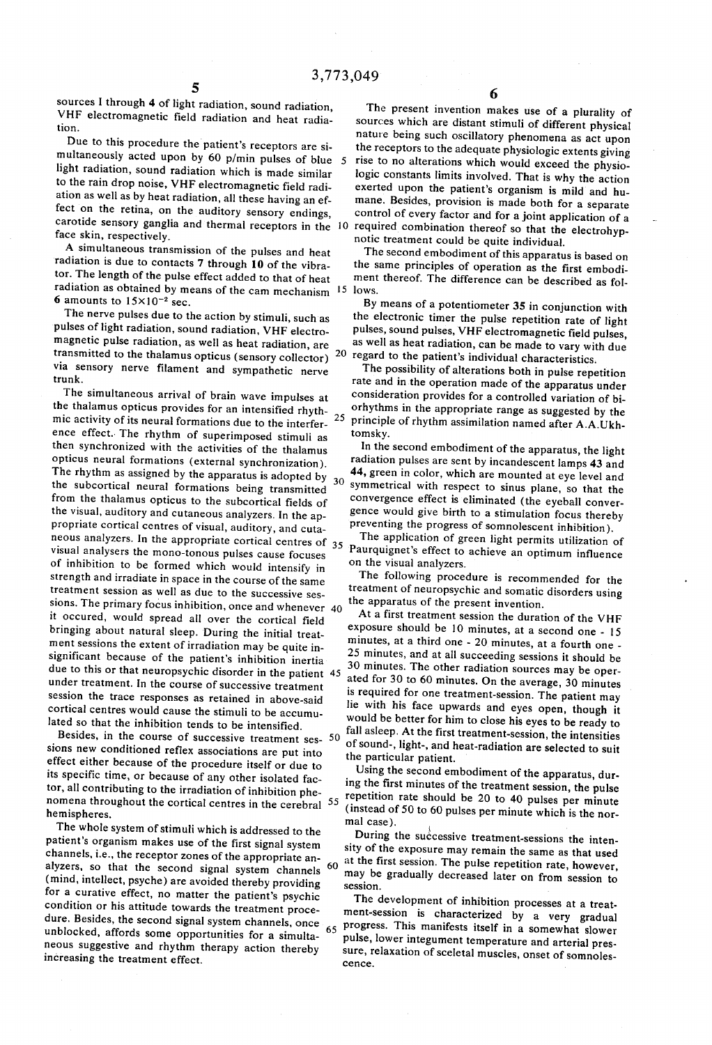sources **1** through **4** of light radiation, sound radiation, VHF electromagnetic field radiation and heat radiation.

Due to this procedure the patient's receptors are simultaneously acted upon by 60 p/min pulses of blue light radiation, sound radiation which is made similar to the rain drop noise, VHF electromagnetic field radiation as well as by heat radiation, all these having an effect on the retina, on the auditory sensory endings, carotide sensory ganglia and thermal receptors in the face skin, respectively.

A simultaneous transmission of the pulses and heat radiation is due to contacts **7** through **10** of the vibrator. The length of the pulse effect added to that of heat radiation as obtained by means of the cam mechanism **6** amounts to $15\times10^{-2}$ sec.

The nerve pulses due to the action by stimuli, such as pulses of light radiation, sound radiation, VHF electromagnetic pulse radiation, as well as heat radiation, are transmitted to the thalamus opticus (sensory collector) via sensory nerve filament and sympathetic nerve trunk.

The simultaneous arrival of brain wave impulses at the thalamus opticus provides for an intensified rhythmic activity of its neural formations due to the interference effect. The rhythm of superimposed stimuli as then synchronized with the activities of the thalamus opticus neural formations (external synchronization). The rhythm as assigned by the apparatus is adopted by the subcortical neural formations being transmitted from the thalamus opticus to the subcortical fields of the visual, auditory and cutaneous analyzers. In the appropriate cortical centres of visual, auditory, and cutaneous analyzers. In the appropriate cortical centres of visual analysers the mono-tonous pulses cause focuses of inhibition to be formed which would intensify in strength and irradiate in space in the course of the same treatment session as well as due to the successive sessions. The primary focus inhibition, once and whenever it occured, would spread all over the cortical field bringing about natural sleep. During the initial treatment sessions the extent of irradiation may be quite insignificant because of the patient's inhibition inertia due to this or that neuropsychic disorder in the patient under treatment. In the course of successive treatment session the trace responses as retained in above-said cortical centres would cause the stimuli to be accumulated so that the inhibition tends to be intensified.

Besides, in the course of successive treatment sessions new conditioned reflex associations are put into effect either because of the procedure itself or due to its specific time, or because of any other isolated factor, all contributing to the irradiation of inhibition phenomena throughout the cortical centres in the cerebral hemispheres.

The whole system of stimuli which is addressed to the patient's organism makes use of the first signal system channels, i.e., the receptor zones of the appropriate analyzers, so that the second signal system channels (mind, intellect, psyche) are avoided thereby providing for a curative effect, no matter the patient's psychic condition or his attitude towards the treatment procedure. Besides, the second signal system channels, once unblocked, affords some opportunities for a simultaneous suggestive and rhythm therapy action thereby increasing the treatment effect.

The present invention makes use of a plurality of sources which are distant stimuli of different physical nature being such oscillatory phenomena as act upon the receptors to the adequate physiologic extents giving rise to no alterations which would exceed the physiologic constants limits involved. That is why the action exerted upon the patient's organism is mild and humane. Besides, provision is made both for a separate control of every factor and for a joint application of a required combination thereof so that the electrohypnotic treatment could be quite individual.

The second embodiment of this apparatus is based on the same principles of operation as the first embodiment thereof. The difference can be described as follows.

By means of a potentiometer **35** in conjunction with the electronic timer the pulse repetition rate of light pulses, sound pulses, VHF electromagnetic field pulses, as well as heat radiation, can be made to vary with due regard to the patient's individual characteristics.

The possibility of alterations both in pulse repetition rate and in the operation made of the apparatus under consideration provides for a controlled variation of biorhythms in the appropriate range as suggested by the principle of rhythm assimilation named after A.A.Ukhtomsky.

In the second embodiment of the apparatus, the light radiation pulses are sent by incandescent lamps **43** and **44**, green in color, which are mounted at eye level and symmetrical with respect to sinus plane, so that the convergence effect is eliminated (the eyeball convergence would give birth to a stimulation focus thereby preventing the progress of somnolescent inhibition).

The application of green light permits utilization of Paurquignet's effect to achieve an optimum influence on the visual analyzers.

The following procedure is recommended for the treatment of neuropsychic and somatic disorders using the apparatus of the present invention.

At a first treatment session the duration of the VHF exposure should be 10 minutes, at a second one - 15 minutes, at a third one - 20 minutes, at a fourth one - 25 minutes, and at all succeeding sessions it should be 30 minutes. The other radiation sources may be operated for 30 to 60 minutes. On the average, 30 minutes is required for one treatment-session. The patient may lie with his face upwards and eyes open, though it would be better for him to close his eyes to be ready to fall asleep. At the first treatment-session, the intensities of sound-, light-, and heat-radiation are selected to suit the particular patient.

Using the second embodiment of the apparatus, during the first minutes of the treatment session, the pulse repetition rate should be 20 to 40 pulses per minute (instead of 50 to 60 pulses per minute which is the normal case).

During the successive treatment-sessions the intensity of the exposure may remain the same as that used at the first session. The pulse repetition rate, however, may be gradually decreased later on from session to session.

The development of inhibition processes at a treatment-session is characterized by a very gradual progress. This manifests itself in a somewhat slower pulse, lower integument temperature and arterial pressure, relaxation of sceletal muscles, onset of somnolescence.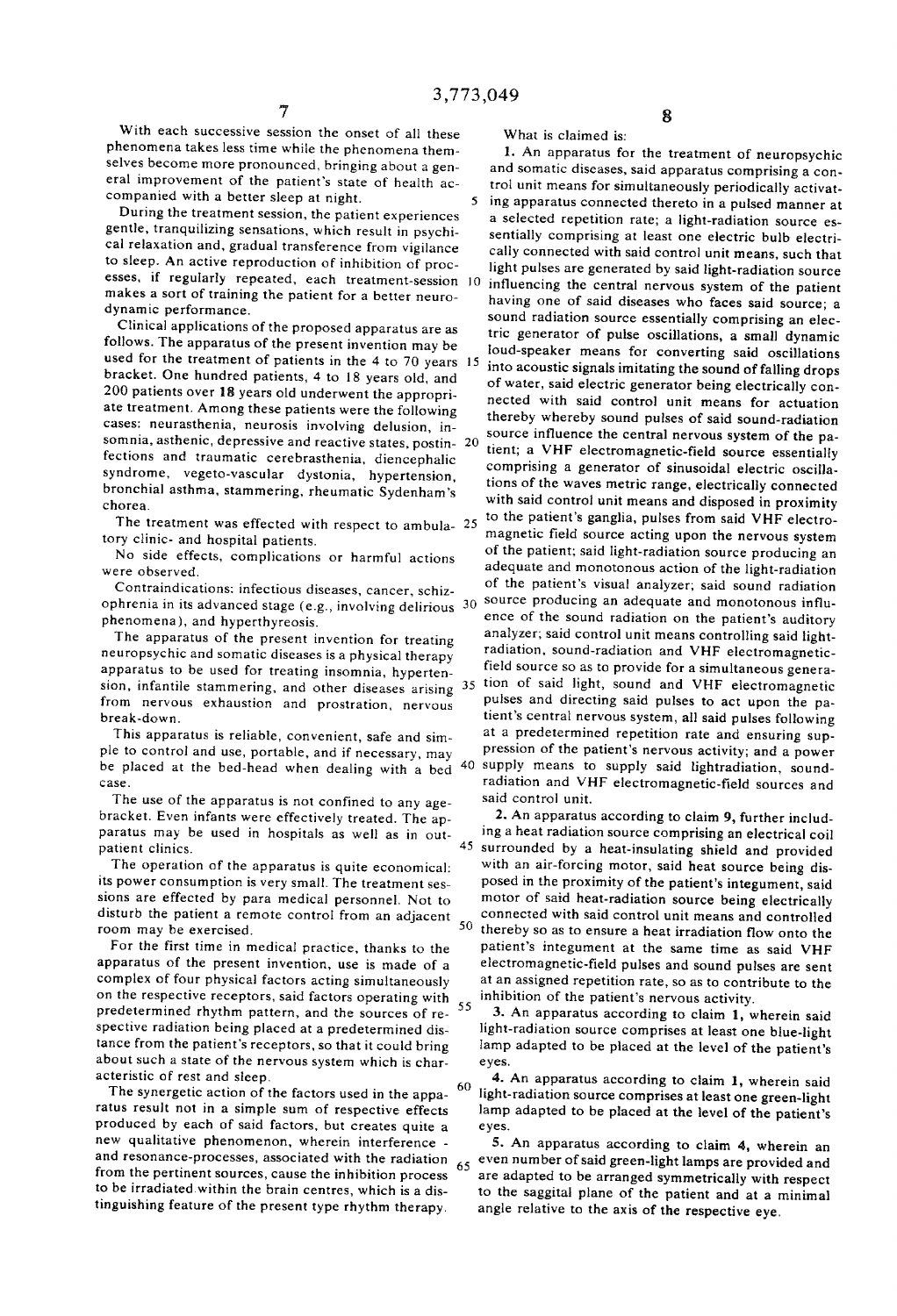With each successive session the onset of all these phenomena takes less time while the phenomena themselves become more pronounced, bringing about a general improvement of the patient's state of health accompanied with a better sleep at night.

During the treatment session, the patient experiences gentle, tranquilizing sensations, which result in psychical relaxation and, gradual transference from vigilance to sleep. An active reproduction of inhibition of processes, if regularly repeated, each treatment-session makes a sort of training the patient for a better neurodynamic performance.

Clinical applications of the proposed apparatus are as follows. The apparatus of the present invention may be used for the treatment of patients in the 4 to 70 years bracket. One hundred patients, 4 to 18 years old, and 200 patients over 18 years old underwent the appropriate treatment. Among these patients were the following cases: neurasthenia, neurosis involving delusion, insomnia, asthenic, depressive and reactive states, postinfections and traumatic cerebrasthenia, diencephalic syndrome, vegeto-vascular dystonia, hypertension, bronchial asthma, stammering, rheumatic Sydenham's chorea.

The treatment was effected with respect to ambulatory clinic- and hospital patients.

No side effects, complications or harmful actions were observed.

Contraindications: infectious diseases, cancer, schizophrenia in its advanced stage (e.g., involving delirious phenomena), and hyperthyreosis.

The apparatus of the present invention for treating neuropsychic and somatic diseases is a physical therapy apparatus to be used for treating insomnia, hypertension, infantile stammering, and other diseases arising from nervous exhaustion and prostration, nervous break-down.

This apparatus is reliable, convenient, safe and simple to control and use, portable, and if necessary, may be placed at the bed-head when dealing with a bed case.

The use of the apparatus is not confined to any age-bracket. Even infants were effectively treated. The apparatus may be used in hospitals as well as in outpatient clinics.

The operation of the apparatus is quite economical: its power consumption is very small. The treatment sessions are effected by para medical personnel. Not to disturb the patient a remote control from an adjacent room may be exercised.

For the first time in medical practice, thanks to the apparatus of the present invention, use is made of a complex of four physical factors acting simultaneously on the respective receptors, said factors operating with predetermined rhythm pattern, and the sources of respective radiation being placed at a predetermined distance from the patient's receptors, so that it could bring about such a state of the nervous system which is characteristic of rest and sleep.

The synergetic action of the factors used in the apparatus result not in a simple sum of respective effects produced by each of said factors, but creates quite a new qualitative phenomenon, wherein interference - and resonance-processes, associated with the radiation from the pertinent sources, cause the inhibition process to be irradiated within the brain centres, which is a distinguishing feature of the present type rhythm therapy.

What is claimed is:

1. An apparatus for the treatment of neuropsychic and somatic diseases, said apparatus comprising a control unit means for simultaneously periodically activating apparatus connected thereto in a pulsed manner at a selected repetition rate; a light-radiation source essentially comprising at least one electric bulb electrically connected with said control unit means, such that light pulses are generated by said light-radiation source influencing the central nervous system of the patient having one of said diseases who faces said source; a sound radiation source essentially comprising an electric generator of pulse oscillations, a small dynamic loud-speaker means for converting said oscillations into acoustic signals imitating the sound of falling drops of water, said electric generator being electrically connected with said control unit means for actuation thereby whereby sound pulses of said sound-radiation source influence the central nervous system of the patient; a VHF electromagnetic-field source essentially comprising a generator of sinusoidal electric oscillations of the waves metric range, electrically connected with said control unit means and disposed in proximity to the patient's ganglia, pulses from said VHF electromagnetic field source acting upon the nervous system of the patient; said light-radiation source producing an adequate and monotonous action of the light-radiation of the patient's visual analyzer; said sound radiation source producing an adequate and monotonous influence of the sound radiation on the patient's auditory analyzer; said control unit means controlling said light-radiation, sound-radiation and VHF electromagnetic-field source so as to provide for a simultaneous generation of said light, sound and VHF electromagnetic pulses and directing said pulses to act upon the patient's central nervous system, all said pulses following at a predetermined repetition rate and ensuring suppression of the patient's nervous activity; and a power supply means to supply said lightradiation, sound-radiation and VHF electromagnetic-field sources and said control unit.

2. An apparatus according to claim 9, further including a heat radiation source comprising an electrical coil surrounded by a heat-insulating shield and provided with an air-forcing motor, said heat source being disposed in the proximity of the patient's integument, said motor of said heat-radiation source being electrically connected with said control unit means and controlled thereby so as to ensure a heat irradiation flow onto the patient's integument at the same time as said VHF electromagnetic-field pulses and sound pulses are sent at an assigned repetition rate, so as to contribute to the inhibition of the patient's nervous activity.

3. An apparatus according to claim 1, wherein said light-radiation source comprises at least one blue-light lamp adapted to be placed at the level of the patient's eyes.

4. An apparatus according to claim 1, wherein said light-radiation source comprises at least one green-light lamp adapted to be placed at the level of the patient's eyes.

5. An apparatus according to claim 4, wherein an even number of said green-light lamps are provided and are adapted to be arranged symmetrically with respect to the saggital plane of the patient and at a minimal angle relative to the axis of the respective eye.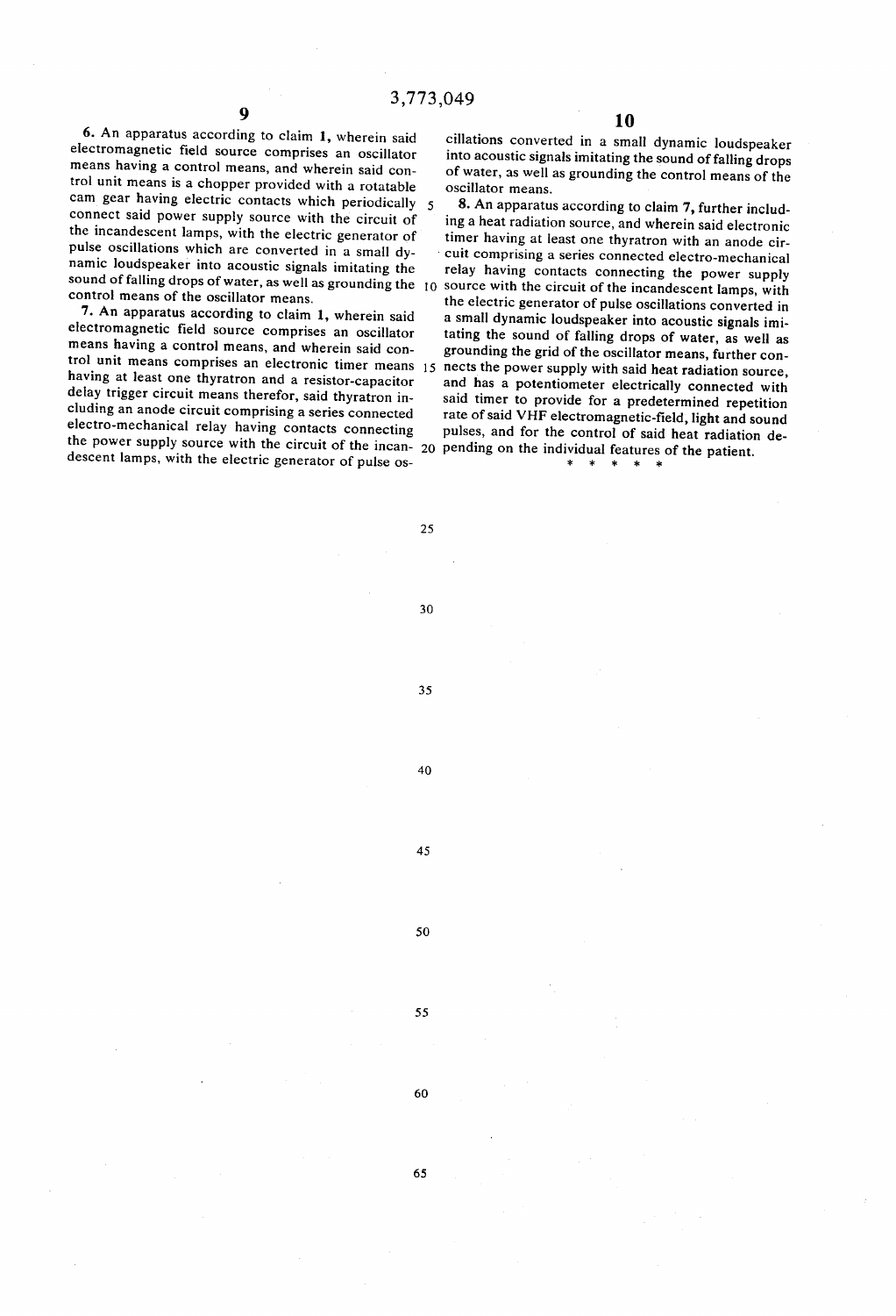6. An apparatus according to claim 1, wherein said electromagnetic field source comprises an oscillator means having a control means, and wherein said control unit means is a chopper provided with a rotatable cam gear having electric contacts which periodically connect said power supply source with the circuit of the incandescent lamps, with the electric generator of pulse oscillations which are converted in a small dynamic loudspeaker into acoustic signals imitating the sound of falling drops of water, as well as grounding the control means of the oscillator means.

7. An apparatus according to claim 1, wherein said electromagnetic field source comprises an oscillator means having a control means, and wherein said control unit means comprises an electronic timer means having at least one thyratron and a resistor-capacitor delay trigger circuit means therefor, said thyratron including an anode circuit comprising a series connected electro-mechanical relay having contacts connecting the power supply source with the circuit of the incandescent lamps, with the electric generator of pulse oscillations converted in a small dynamic loudspeaker into acoustic signals imitating the sound of falling drops of water, as well as grounding the control means of the oscillator means.

8. An apparatus according to claim 7, further including a heat radiation source, and wherein said electronic timer having at least one thyratron with an anode circuit comprising a series connected electro-mechanical relay having contacts connecting the power supply source with the circuit of the incandescent lamps, with the electric generator of pulse oscillations converted in a small dynamic loudspeaker into acoustic signals imitating the sound of falling drops of water, as well as grounding the grid of the oscillator means, further connects the power supply with said heat radiation source, and has a potentiometer electrically connected with said timer to provide for a predetermined repetition rate of said VHF electromagnetic-field, light and sound pulses, and for the control of said heat radiation depending on the individual features of the patient.

* * * * *